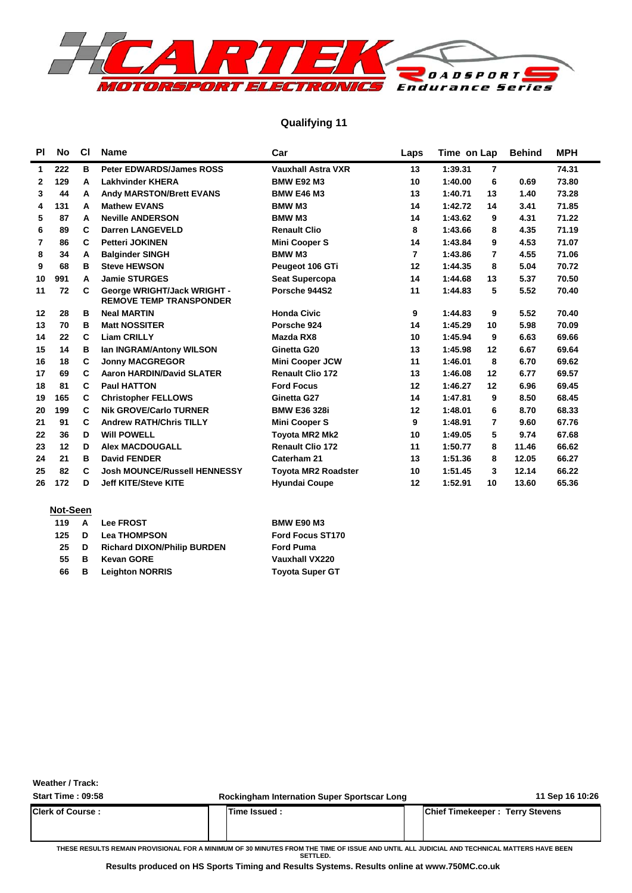CARTEK MOTORSPORT ELECTRONICS ROADSPORTS Endurance Series

## Qualifying 11

| Pl | No | Cl | Name | Car | Laps | Time | on Lap | Behind | MPH |
|---|---|---|---|---|---|---|---|---|---|
| 1 | 222 | B | Peter EDWARDS/James ROSS | Vauxhall Astra VXR | 13 | 1:39.31 | 7 | | 74.31 |
| 2 | 129 | A | Lakhvinder KHERA | BMW E92 M3 | 10 | 1:40.00 | 6 | 0.69 | 73.80 |
| 3 | 44 | A | Andy MARSTON/Brett EVANS | BMW E46 M3 | 13 | 1:40.71 | 13 | 1.40 | 73.28 |
| 4 | 131 | A | Mathew EVANS | BMW M3 | 14 | 1:42.72 | 14 | 3.41 | 71.85 |
| 5 | 87 | A | Neville ANDERSON | BMW M3 | 14 | 1:43.62 | 9 | 4.31 | 71.22 |
| 6 | 89 | C | Darren LANGEVELD | Renault Clio | 8 | 1:43.66 | 8 | 4.35 | 71.19 |
| 7 | 86 | C | Petteri JOKINEN | Mini Cooper S | 14 | 1:43.84 | 9 | 4.53 | 71.07 |
| 8 | 34 | A | Balginder SINGH | BMW M3 | 7 | 1:43.86 | 7 | 4.55 | 71.06 |
| 9 | 68 | B | Steve HEWSON | Peugeot 106 GTi | 12 | 1:44.35 | 8 | 5.04 | 70.72 |
| 10 | 991 | A | Jamie STURGES | Seat Supercopa | 14 | 1:44.68 | 13 | 5.37 | 70.50 |
| 11 | 72 | C | George WRIGHT/Jack WRIGHT - REMOVE TEMP TRANSPONDER | Porsche 944S2 | 11 | 1:44.83 | 5 | 5.52 | 70.40 |
| 12 | 28 | B | Neal MARTIN | Honda Civic | 9 | 1:44.83 | 9 | 5.52 | 70.40 |
| 13 | 70 | B | Matt NOSSITER | Porsche 924 | 14 | 1:45.29 | 10 | 5.98 | 70.09 |
| 14 | 22 | C | Liam CRILLY | Mazda RX8 | 10 | 1:45.94 | 9 | 6.63 | 69.66 |
| 15 | 14 | B | Ian INGRAM/Antony WILSON | Ginetta G20 | 13 | 1:45.98 | 12 | 6.67 | 69.64 |
| 16 | 18 | C | Jonny MACGREGOR | Mini Cooper JCW | 11 | 1:46.01 | 8 | 6.70 | 69.62 |
| 17 | 69 | C | Aaron HARDIN/David SLATER | Renault Clio 172 | 13 | 1:46.08 | 12 | 6.77 | 69.57 |
| 18 | 81 | C | Paul HATTON | Ford Focus | 12 | 1:46.27 | 12 | 6.96 | 69.45 |
| 19 | 165 | C | Christopher FELLOWS | Ginetta G27 | 14 | 1:47.81 | 9 | 8.50 | 68.45 |
| 20 | 199 | C | Nik GROVE/Carlo TURNER | BMW E36 328i | 12 | 1:48.01 | 6 | 8.70 | 68.33 |
| 21 | 91 | C | Andrew RATH/Chris TILLY | Mini Cooper S | 9 | 1:48.91 | 7 | 9.60 | 67.76 |
| 22 | 36 | D | Will POWELL | Toyota MR2 Mk2 | 10 | 1:49.05 | 5 | 9.74 | 67.68 |
| 23 | 12 | D | Alex MACDOUGALL | Renault Clio 172 | 11 | 1:50.77 | 8 | 11.46 | 66.62 |
| 24 | 21 | B | David FENDER | Caterham 21 | 13 | 1:51.36 | 8 | 12.05 | 66.27 |
| 25 | 82 | C | Josh MOUNCE/Russell HENNESSY | Toyota MR2 Roadster | 10 | 1:51.45 | 3 | 12.14 | 66.22 |
| 26 | 172 | D | Jeff KITE/Steve KITE | Hyundai Coupe | 12 | 1:52.91 | 10 | 13.60 | 65.36 |

**Not-Seen**

| No | Cl | Name | Car |
|---|---|---|---|
| 119 | A | Lee FROST | BMW E90 M3 |
| 125 | D | Lea THOMPSON | Ford Focus ST170 |
| 25 | D | Richard DIXON/Philip BURDEN | Ford Puma |
| 55 | B | Kevan GORE | Vauxhall VX220 |
| 66 | B | Leighton NORRIS | Toyota Super GT |

Weather / Track:

Start Time : 09:58 | Rockingham Internation Super Sportscar Long | 11 Sep 16 10:26

| Clerk of Course : | Time Issued : | Chief Timekeeper : Terry Stevens |
|---|---|---|

THESE RESULTS REMAIN PROVISIONAL FOR A MINIMUM OF 30 MINUTES FROM THE TIME OF ISSUE AND UNTIL ALL JUDICIAL AND TECHNICAL MATTERS HAVE BEEN SETTLED.

Results produced on HS Sports Timing and Results Systems. Results online at www.750MC.co.uk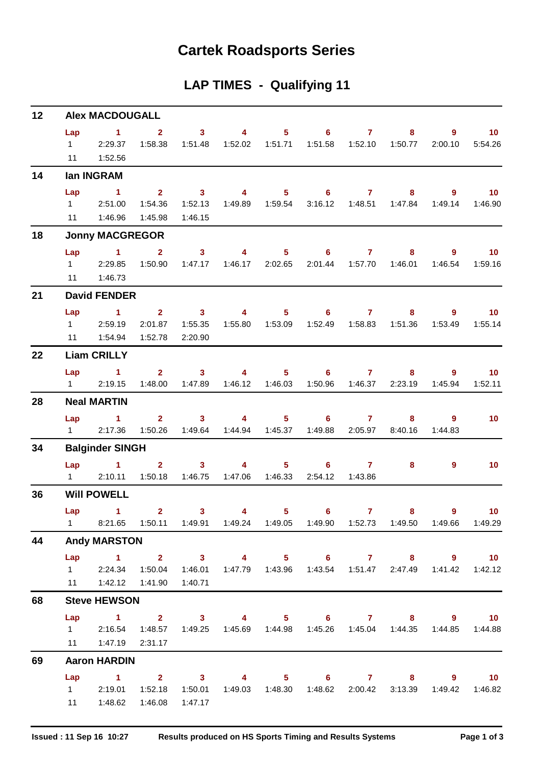# Cartek Roadsports Series

## LAP TIMES - Qualifying 11

### 12 Alex MACDOUGALL

| Lap | 1 | 2 | 3 | 4 | 5 | 6 | 7 | 8 | 9 | 10 |
|---|---|---|---|---|---|---|---|---|---|---|
| 1 | 2:29.37 | 1:58.38 | 1:51.48 | 1:52.02 | 1:51.71 | 1:51.58 | 1:52.10 | 1:50.77 | 2:00.10 | 5:54.26 |
| 11 | 1:52.56 | | | | | | | | | |

### 14 Ian INGRAM

| Lap | 1 | 2 | 3 | 4 | 5 | 6 | 7 | 8 | 9 | 10 |
|---|---|---|---|---|---|---|---|---|---|---|
| 1 | 2:51.00 | 1:54.36 | 1:52.13 | 1:49.89 | 1:59.54 | 3:16.12 | 1:48.51 | 1:47.84 | 1:49.14 | 1:46.90 |
| 11 | 1:46.96 | 1:45.98 | 1:46.15 | | | | | | | |

### 18 Jonny MACGREGOR

| Lap | 1 | 2 | 3 | 4 | 5 | 6 | 7 | 8 | 9 | 10 |
|---|---|---|---|---|---|---|---|---|---|---|
| 1 | 2:29.85 | 1:50.90 | 1:47.17 | 1:46.17 | 2:02.65 | 2:01.44 | 1:57.70 | 1:46.01 | 1:46.54 | 1:59.16 |
| 11 | 1:46.73 | | | | | | | | | |

### 21 David FENDER

| Lap | 1 | 2 | 3 | 4 | 5 | 6 | 7 | 8 | 9 | 10 |
|---|---|---|---|---|---|---|---|---|---|---|
| 1 | 2:59.19 | 2:01.87 | 1:55.35 | 1:55.80 | 1:53.09 | 1:52.49 | 1:58.83 | 1:51.36 | 1:53.49 | 1:55.14 |
| 11 | 1:54.94 | 1:52.78 | 2:20.90 | | | | | | | |

### 22 Liam CRILLY

| Lap | 1 | 2 | 3 | 4 | 5 | 6 | 7 | 8 | 9 | 10 |
|---|---|---|---|---|---|---|---|---|---|---|
| 1 | 2:19.15 | 1:48.00 | 1:47.89 | 1:46.12 | 1:46.03 | 1:50.96 | 1:46.37 | 2:23.19 | 1:45.94 | 1:52.11 |

### 28 Neal MARTIN

| Lap | 1 | 2 | 3 | 4 | 5 | 6 | 7 | 8 | 9 | 10 |
|---|---|---|---|---|---|---|---|---|---|---|
| 1 | 2:17.36 | 1:50.26 | 1:49.64 | 1:44.94 | 1:45.37 | 1:49.88 | 2:05.97 | 8:40.16 | 1:44.83 | |

### 34 Balginder SINGH

| Lap | 1 | 2 | 3 | 4 | 5 | 6 | 7 | 8 | 9 | 10 |
|---|---|---|---|---|---|---|---|---|---|---|
| 1 | 2:10.11 | 1:50.18 | 1:46.75 | 1:47.06 | 1:46.33 | 2:54.12 | 1:43.86 | | | |

### 36 Will POWELL

| Lap | 1 | 2 | 3 | 4 | 5 | 6 | 7 | 8 | 9 | 10 |
|---|---|---|---|---|---|---|---|---|---|---|
| 1 | 8:21.65 | 1:50.11 | 1:49.91 | 1:49.24 | 1:49.05 | 1:49.90 | 1:52.73 | 1:49.50 | 1:49.66 | 1:49.29 |

### 44 Andy MARSTON

| Lap | 1 | 2 | 3 | 4 | 5 | 6 | 7 | 8 | 9 | 10 |
|---|---|---|---|---|---|---|---|---|---|---|
| 1 | 2:24.34 | 1:50.04 | 1:46.01 | 1:47.79 | 1:43.96 | 1:43.54 | 1:51.47 | 2:47.49 | 1:41.42 | 1:42.12 |
| 11 | 1:42.12 | 1:41.90 | 1:40.71 | | | | | | | |

### 68 Steve HEWSON

| Lap | 1 | 2 | 3 | 4 | 5 | 6 | 7 | 8 | 9 | 10 |
|---|---|---|---|---|---|---|---|---|---|---|
| 1 | 2:16.54 | 1:48.57 | 1:49.25 | 1:45.69 | 1:44.98 | 1:45.26 | 1:45.04 | 1:44.35 | 1:44.85 | 1:44.88 |
| 11 | 1:47.19 | 2:31.17 | | | | | | | | |

### 69 Aaron HARDIN

| Lap | 1 | 2 | 3 | 4 | 5 | 6 | 7 | 8 | 9 | 10 |
|---|---|---|---|---|---|---|---|---|---|---|
| 1 | 2:19.01 | 1:52.18 | 1:50.01 | 1:49.03 | 1:48.30 | 1:48.62 | 2:00.42 | 3:13.39 | 1:49.42 | 1:46.82 |
| 11 | 1:48.62 | 1:46.08 | 1:47.17 | | | | | | | |

Issued : 11 Sep 16 10:27 Results produced on HS Sports Timing and Results Systems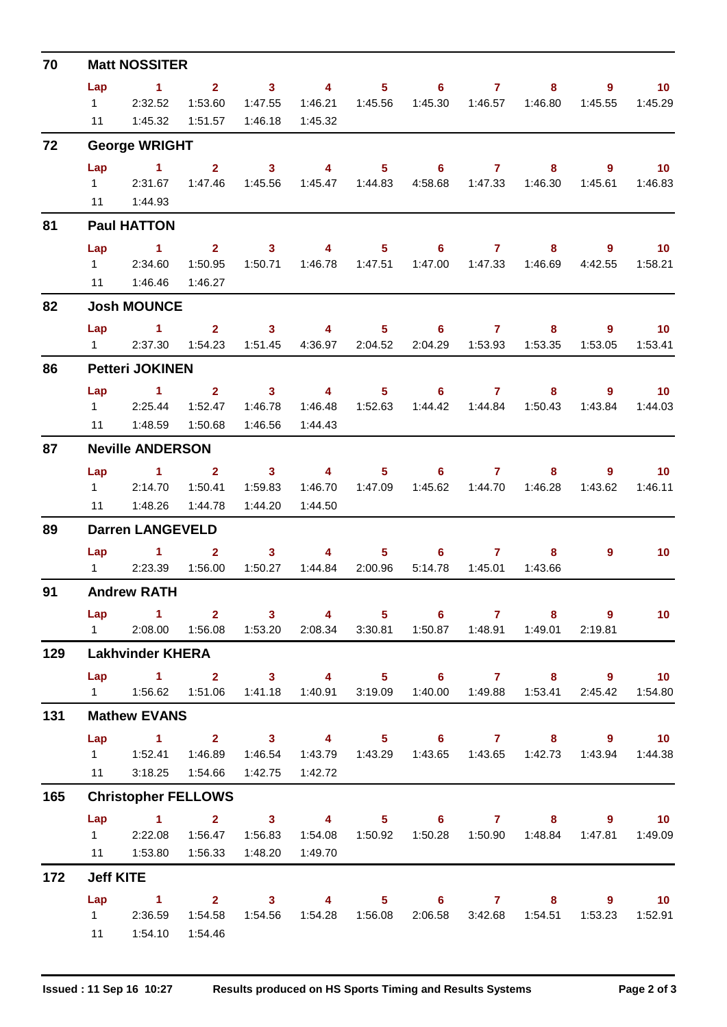## 70 Matt NOSSITER

| Lap | 1 | 2 | 3 | 4 | 5 | 6 | 7 | 8 | 9 | 10 |
|---|---|---|---|---|---|---|---|---|---|---|
| 1 | 2:32.52 | 1:53.60 | 1:47.55 | 1:46.21 | 1:45.56 | 1:45.30 | 1:46.57 | 1:46.80 | 1:45.55 | 1:45.29 |
| 11 | 1:45.32 | 1:51.57 | 1:46.18 | 1:45.32 | | | | | | |

## 72 George WRIGHT

| Lap | 1 | 2 | 3 | 4 | 5 | 6 | 7 | 8 | 9 | 10 |
|---|---|---|---|---|---|---|---|---|---|---|
| 1 | 2:31.67 | 1:47.46 | 1:45.56 | 1:45.47 | 1:44.83 | 4:58.68 | 1:47.33 | 1:46.30 | 1:45.61 | 1:46.83 |
| 11 | 1:44.93 | | | | | | | | | |

## 81 Paul HATTON

| Lap | 1 | 2 | 3 | 4 | 5 | 6 | 7 | 8 | 9 | 10 |
|---|---|---|---|---|---|---|---|---|---|---|
| 1 | 2:34.60 | 1:50.95 | 1:50.71 | 1:46.78 | 1:47.51 | 1:47.00 | 1:47.33 | 1:46.69 | 4:42.55 | 1:58.21 |
| 11 | 1:46.46 | 1:46.27 | | | | | | | | |

## 82 Josh MOUNCE

| Lap | 1 | 2 | 3 | 4 | 5 | 6 | 7 | 8 | 9 | 10 |
|---|---|---|---|---|---|---|---|---|---|---|
| 1 | 2:37.30 | 1:54.23 | 1:51.45 | 4:36.97 | 2:04.52 | 2:04.29 | 1:53.93 | 1:53.35 | 1:53.05 | 1:53.41 |

## 86 Petteri JOKINEN

| Lap | 1 | 2 | 3 | 4 | 5 | 6 | 7 | 8 | 9 | 10 |
|---|---|---|---|---|---|---|---|---|---|---|
| 1 | 2:25.44 | 1:52.47 | 1:46.78 | 1:46.48 | 1:52.63 | 1:44.42 | 1:44.84 | 1:50.43 | 1:43.84 | 1:44.03 |
| 11 | 1:48.59 | 1:50.68 | 1:46.56 | 1:44.43 | | | | | | |

## 87 Neville ANDERSON

| Lap | 1 | 2 | 3 | 4 | 5 | 6 | 7 | 8 | 9 | 10 |
|---|---|---|---|---|---|---|---|---|---|---|
| 1 | 2:14.70 | 1:50.41 | 1:59.83 | 1:46.70 | 1:47.09 | 1:45.62 | 1:44.70 | 1:46.28 | 1:43.62 | 1:46.11 |
| 11 | 1:48.26 | 1:44.78 | 1:44.20 | 1:44.50 | | | | | | |

## 89 Darren LANGEVELD

| Lap | 1 | 2 | 3 | 4 | 5 | 6 | 7 | 8 | 9 | 10 |
|---|---|---|---|---|---|---|---|---|---|---|
| 1 | 2:23.39 | 1:56.00 | 1:50.27 | 1:44.84 | 2:00.96 | 5:14.78 | 1:45.01 | 1:43.66 | | |

## 91 Andrew RATH

| Lap | 1 | 2 | 3 | 4 | 5 | 6 | 7 | 8 | 9 | 10 |
|---|---|---|---|---|---|---|---|---|---|---|
| 1 | 2:08.00 | 1:56.08 | 1:53.20 | 2:08.34 | 3:30.81 | 1:50.87 | 1:48.91 | 1:49.01 | 2:19.81 | |

## 129 Lakhvinder KHERA

| Lap | 1 | 2 | 3 | 4 | 5 | 6 | 7 | 8 | 9 | 10 |
|---|---|---|---|---|---|---|---|---|---|---|
| 1 | 1:56.62 | 1:51.06 | 1:41.18 | 1:40.91 | 3:19.09 | 1:40.00 | 1:49.88 | 1:53.41 | 2:45.42 | 1:54.80 |

## 131 Mathew EVANS

| Lap | 1 | 2 | 3 | 4 | 5 | 6 | 7 | 8 | 9 | 10 |
|---|---|---|---|---|---|---|---|---|---|---|
| 1 | 1:52.41 | 1:46.89 | 1:46.54 | 1:43.79 | 1:43.29 | 1:43.65 | 1:43.65 | 1:42.73 | 1:43.94 | 1:44.38 |
| 11 | 3:18.25 | 1:54.66 | 1:42.75 | 1:42.72 | | | | | | |

## 165 Christopher FELLOWS

| Lap | 1 | 2 | 3 | 4 | 5 | 6 | 7 | 8 | 9 | 10 |
|---|---|---|---|---|---|---|---|---|---|---|
| 1 | 2:22.08 | 1:56.47 | 1:56.83 | 1:54.08 | 1:50.92 | 1:50.28 | 1:50.90 | 1:48.84 | 1:47.81 | 1:49.09 |
| 11 | 1:53.80 | 1:56.33 | 1:48.20 | 1:49.70 | | | | | | |

## 172 Jeff KITE

| Lap | 1 | 2 | 3 | 4 | 5 | 6 | 7 | 8 | 9 | 10 |
|---|---|---|---|---|---|---|---|---|---|---|
| 1 | 2:36.59 | 1:54.58 | 1:54.56 | 1:54.28 | 1:56.08 | 2:06.58 | 3:42.68 | 1:54.51 | 1:53.23 | 1:52.91 |
| 11 | 1:54.10 | 1:54.46 | | | | | | | | |

Issued : 11 Sep 16 10:27 — Results produced on HS Sports Timing and Results Systems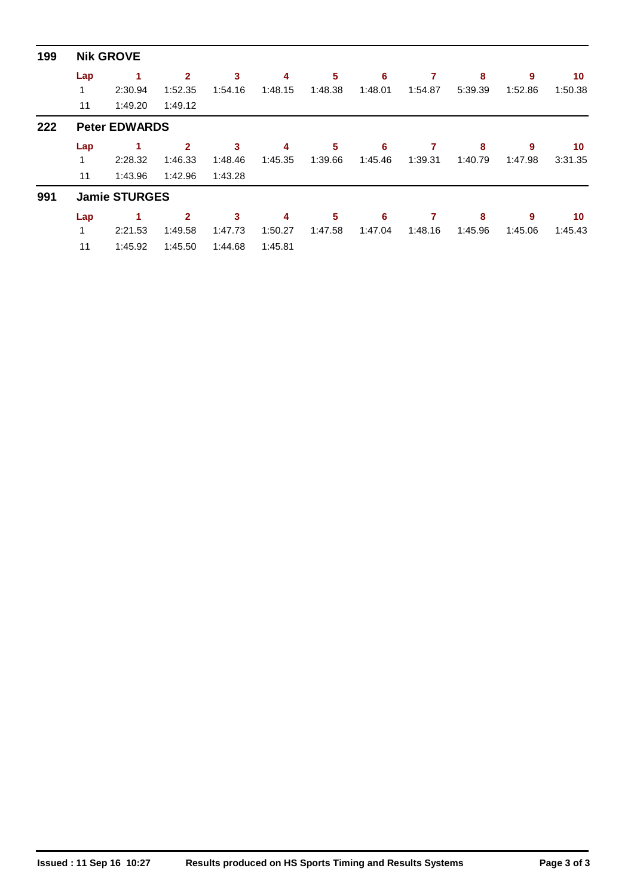## 199 Nik GROVE

| Lap | 1 | 2 | 3 | 4 | 5 | 6 | 7 | 8 | 9 | 10 |
|---|---|---|---|---|---|---|---|---|---|---|
| 1 | 2:30.94 | 1:52.35 | 1:54.16 | 1:48.15 | 1:48.38 | 1:48.01 | 1:54.87 | 5:39.39 | 1:52.86 | 1:50.38 |
| 11 | 1:49.20 | 1:49.12 | | | | | | | | |

## 222 Peter EDWARDS

| Lap | 1 | 2 | 3 | 4 | 5 | 6 | 7 | 8 | 9 | 10 |
|---|---|---|---|---|---|---|---|---|---|---|
| 1 | 2:28.32 | 1:46.33 | 1:48.46 | 1:45.35 | 1:39.66 | 1:45.46 | 1:39.31 | 1:40.79 | 1:47.98 | 3:31.35 |
| 11 | 1:43.96 | 1:42.96 | 1:43.28 | | | | | | | |

## 991 Jamie STURGES

| Lap | 1 | 2 | 3 | 4 | 5 | 6 | 7 | 8 | 9 | 10 |
|---|---|---|---|---|---|---|---|---|---|---|
| 1 | 2:21.53 | 1:49.58 | 1:47.73 | 1:50.27 | 1:47.58 | 1:47.04 | 1:48.16 | 1:45.96 | 1:45.06 | 1:45.43 |
| 11 | 1:45.92 | 1:45.50 | 1:44.68 | 1:45.81 | | | | | | |

**Issued : 11 Sep 16 10:27** **Results produced on HS Sports Timing and Results Systems**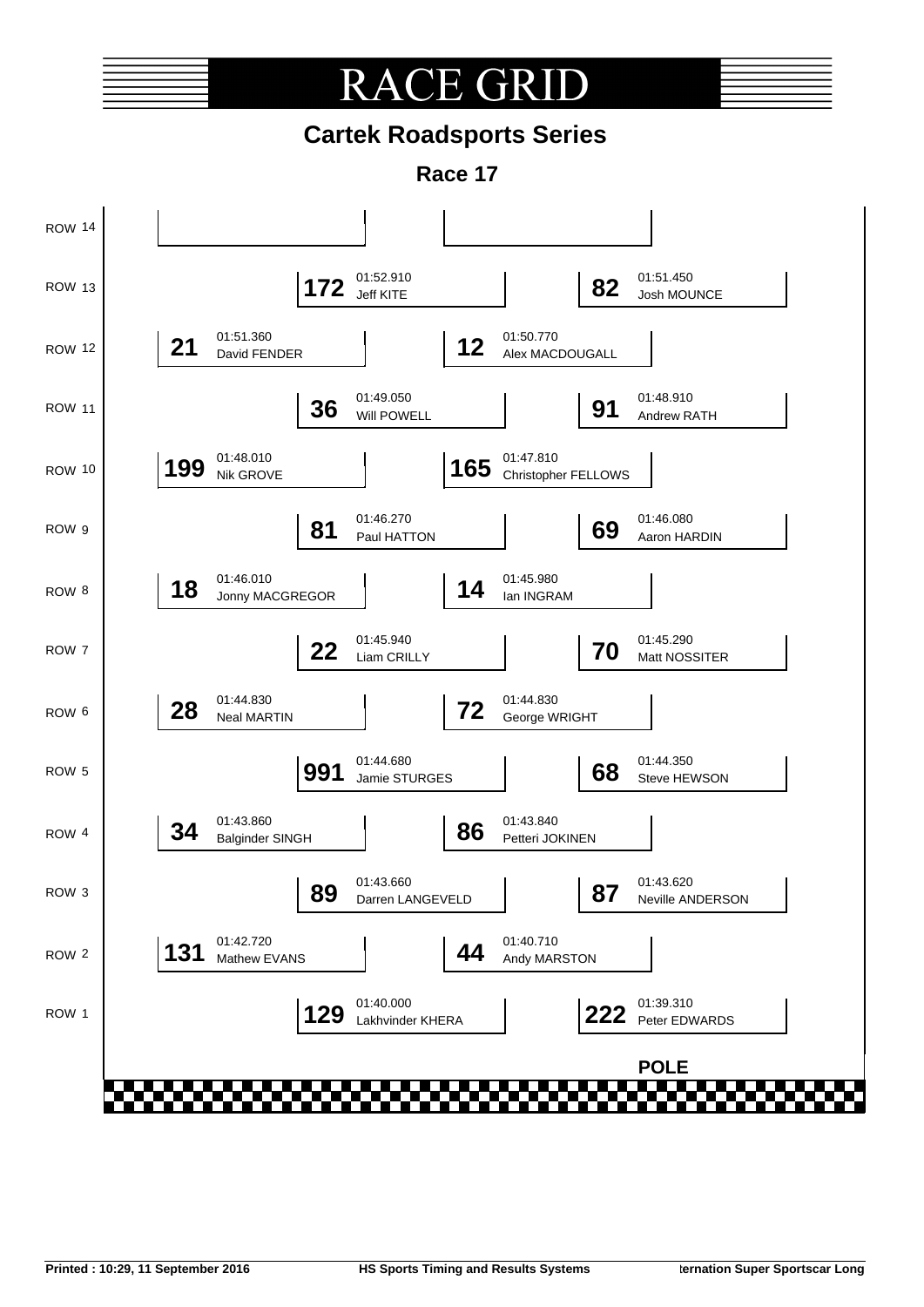# RACE GRID

## Cartek Roadsports Series

### Race 17

| Row | Left | Right |
|---|---|---|
| ROW 14 | | |
| ROW 13 | **172** 01:52.910 Jeff KITE | **82** 01:51.450 Josh MOUNCE |
| ROW 12 | **21** 01:51.360 David FENDER | **12** 01:50.770 Alex MACDOUGALL |
| ROW 11 | **36** 01:49.050 Will POWELL | **91** 01:48.910 Andrew RATH |
| ROW 10 | **199** 01:48.010 Nik GROVE | **165** 01:47.810 Christopher FELLOWS |
| ROW 9 | **81** 01:46.270 Paul HATTON | **69** 01:46.080 Aaron HARDIN |
| ROW 8 | **18** 01:46.010 Jonny MACGREGOR | **14** 01:45.980 Ian INGRAM |
| ROW 7 | **22** 01:45.940 Liam CRILLY | **70** 01:45.290 Matt NOSSITER |
| ROW 6 | **28** 01:44.830 Neal MARTIN | **72** 01:44.830 George WRIGHT |
| ROW 5 | **991** 01:44.680 Jamie STURGES | **68** 01:44.350 Steve HEWSON |
| ROW 4 | **34** 01:43.860 Balginder SINGH | **86** 01:43.840 Petteri JOKINEN |
| ROW 3 | **89** 01:43.660 Darren LANGEVELD | **87** 01:43.620 Neville ANDERSON |
| ROW 2 | **131** 01:42.720 Mathew EVANS | **44** 01:40.710 Andy MARSTON |
| ROW 1 | **129** 01:40.000 Lakhvinder KHERA | **222** 01:39.310 Peter EDWARDS |

**POLE**

**Printed : 10:29, 11 September 2016** **HS Sports Timing and Results Systems** **ternation Super Sportscar Long**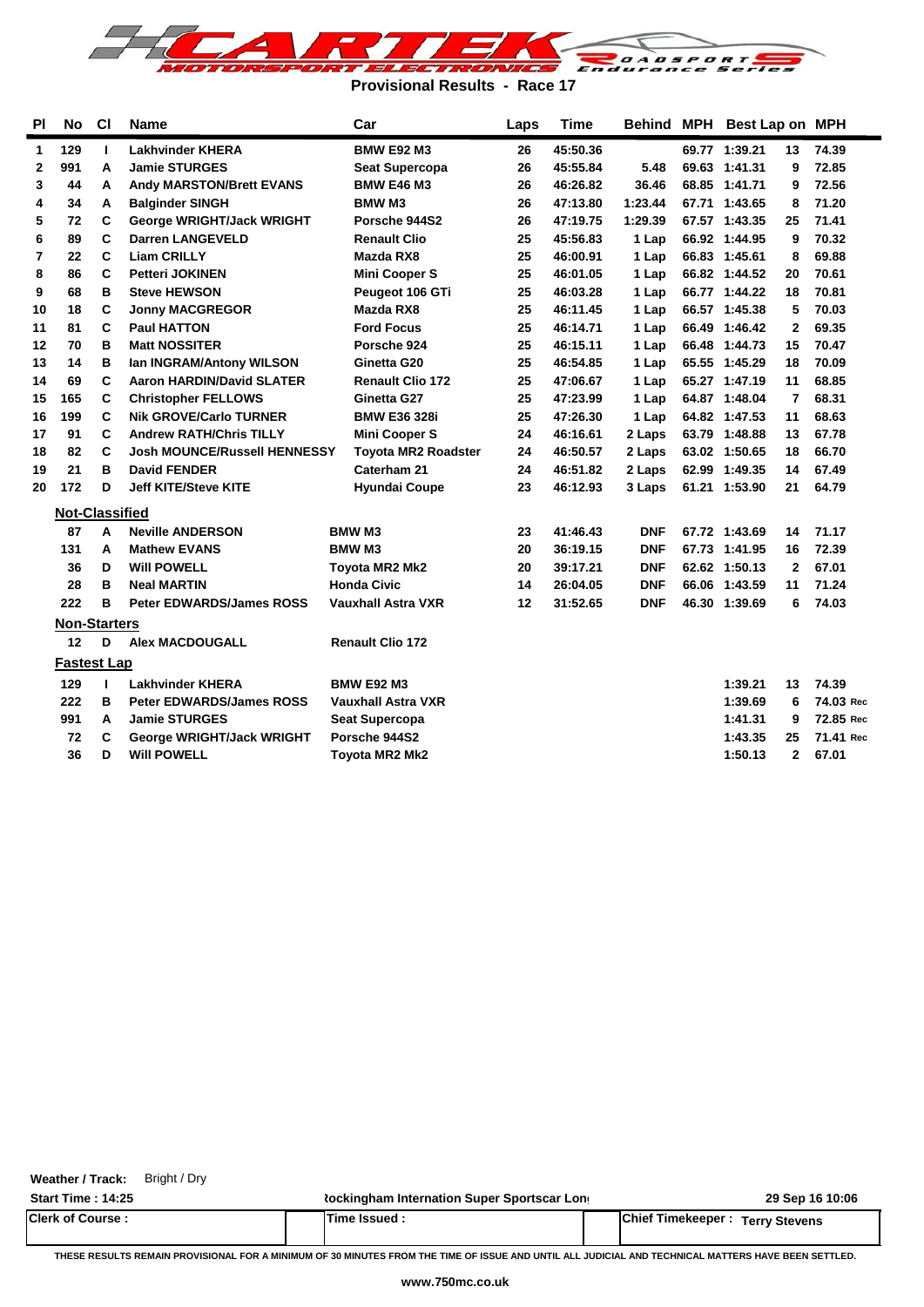# Provisional Results - Race 17

| Pl | No | Cl | Name | Car | Laps | Time | Behind | MPH | Best Lap | on | MPH |
|---|---|---|---|---|---|---|---|---|---|---|---|
| 1 | 129 | I | Lakhvinder KHERA | BMW E92 M3 | 26 | 45:50.36 | | 69.77 | 1:39.21 | 13 | 74.39 |
| 2 | 991 | A | Jamie STURGES | Seat Supercopa | 26 | 45:55.84 | 5.48 | 69.63 | 1:41.31 | 9 | 72.85 |
| 3 | 44 | A | Andy MARSTON/Brett EVANS | BMW E46 M3 | 26 | 46:26.82 | 36.46 | 68.85 | 1:41.71 | 9 | 72.56 |
| 4 | 34 | A | Balginder SINGH | BMW M3 | 26 | 47:13.80 | 1:23.44 | 67.71 | 1:43.65 | 8 | 71.20 |
| 5 | 72 | C | George WRIGHT/Jack WRIGHT | Porsche 944S2 | 26 | 47:19.75 | 1:29.39 | 67.57 | 1:43.35 | 25 | 71.41 |
| 6 | 89 | C | Darren LANGEVELD | Renault Clio | 25 | 45:56.83 | 1 Lap | 66.92 | 1:44.95 | 9 | 70.32 |
| 7 | 22 | C | Liam CRILLY | Mazda RX8 | 25 | 46:00.91 | 1 Lap | 66.83 | 1:45.61 | 8 | 69.88 |
| 8 | 86 | C | Petteri JOKINEN | Mini Cooper S | 25 | 46:01.05 | 1 Lap | 66.82 | 1:44.52 | 20 | 70.61 |
| 9 | 68 | B | Steve HEWSON | Peugeot 106 GTi | 25 | 46:03.28 | 1 Lap | 66.77 | 1:44.22 | 18 | 70.81 |
| 10 | 18 | C | Jonny MACGREGOR | Mazda RX8 | 25 | 46:11.45 | 1 Lap | 66.57 | 1:45.38 | 5 | 70.03 |
| 11 | 81 | C | Paul HATTON | Ford Focus | 25 | 46:14.71 | 1 Lap | 66.49 | 1:46.42 | 2 | 69.35 |
| 12 | 70 | B | Matt NOSSITER | Porsche 924 | 25 | 46:15.11 | 1 Lap | 66.48 | 1:44.73 | 15 | 70.47 |
| 13 | 14 | B | Ian INGRAM/Antony WILSON | Ginetta G20 | 25 | 46:54.85 | 1 Lap | 65.55 | 1:45.29 | 18 | 70.09 |
| 14 | 69 | C | Aaron HARDIN/David SLATER | Renault Clio 172 | 25 | 47:06.67 | 1 Lap | 65.27 | 1:47.19 | 11 | 68.85 |
| 15 | 165 | C | Christopher FELLOWS | Ginetta G27 | 25 | 47:23.99 | 1 Lap | 64.87 | 1:48.04 | 7 | 68.31 |
| 16 | 199 | C | Nik GROVE/Carlo TURNER | BMW E36 328i | 25 | 47:26.30 | 1 Lap | 64.82 | 1:47.53 | 11 | 68.63 |
| 17 | 91 | C | Andrew RATH/Chris TILLY | Mini Cooper S | 24 | 46:16.61 | 2 Laps | 63.79 | 1:48.88 | 13 | 67.78 |
| 18 | 82 | C | Josh MOUNCE/Russell HENNESSY | Toyota MR2 Roadster | 24 | 46:50.57 | 2 Laps | 63.02 | 1:50.65 | 18 | 66.70 |
| 19 | 21 | B | David FENDER | Caterham 21 | 24 | 46:51.82 | 2 Laps | 62.99 | 1:49.35 | 14 | 67.49 |
| 20 | 172 | D | Jeff KITE/Steve KITE | Hyundai Coupe | 23 | 46:12.93 | 3 Laps | 61.21 | 1:53.90 | 21 | 64.79 |

## Not-Classified

| No | Cl | Name | Car | Laps | Time | Behind | MPH | Best Lap | on | MPH |
|---|---|---|---|---|---|---|---|---|---|---|
| 87 | A | Neville ANDERSON | BMW M3 | 23 | 41:46.43 | DNF | 67.72 | 1:43.69 | 14 | 71.17 |
| 131 | A | Mathew EVANS | BMW M3 | 20 | 36:19.15 | DNF | 67.73 | 1:41.95 | 16 | 72.39 |
| 36 | D | Will POWELL | Toyota MR2 Mk2 | 20 | 39:17.21 | DNF | 62.62 | 1:50.13 | 2 | 67.01 |
| 28 | B | Neal MARTIN | Honda Civic | 14 | 26:04.05 | DNF | 66.06 | 1:43.59 | 11 | 71.24 |
| 222 | B | Peter EDWARDS/James ROSS | Vauxhall Astra VXR | 12 | 31:52.65 | DNF | 46.30 | 1:39.69 | 6 | 74.03 |

## Non-Starters

| No | Cl | Name | Car |
|---|---|---|---|
| 12 | D | Alex MACDOUGALL | Renault Clio 172 |

## Fastest Lap

| No | Cl | Name | Car | Best Lap | on | MPH |
|---|---|---|---|---|---|---|
| 129 | I | Lakhvinder KHERA | BMW E92 M3 | 1:39.21 | 13 | 74.39 |
| 222 | B | Peter EDWARDS/James ROSS | Vauxhall Astra VXR | 1:39.69 | 6 | 74.03 Rec |
| 991 | A | Jamie STURGES | Seat Supercopa | 1:41.31 | 9 | 72.85 Rec |
| 72 | C | George WRIGHT/Jack WRIGHT | Porsche 944S2 | 1:43.35 | 25 | 71.41 Rec |
| 36 | D | Will POWELL | Toyota MR2 Mk2 | 1:50.13 | 2 | 67.01 |

**Weather / Track:** Bright / Dry

**Start Time : 14:25** Rockingham Internation Super Sportscar Lon 29 Sep 16 10:06

**Clerk of Course :** **Time Issued :** **Chief Timekeeper :** Terry Stevens

THESE RESULTS REMAIN PROVISIONAL FOR A MINIMUM OF 30 MINUTES FROM THE TIME OF ISSUE AND UNTIL ALL JUDICIAL AND TECHNICAL MATTERS HAVE BEEN SETTLED.

www.750mc.co.uk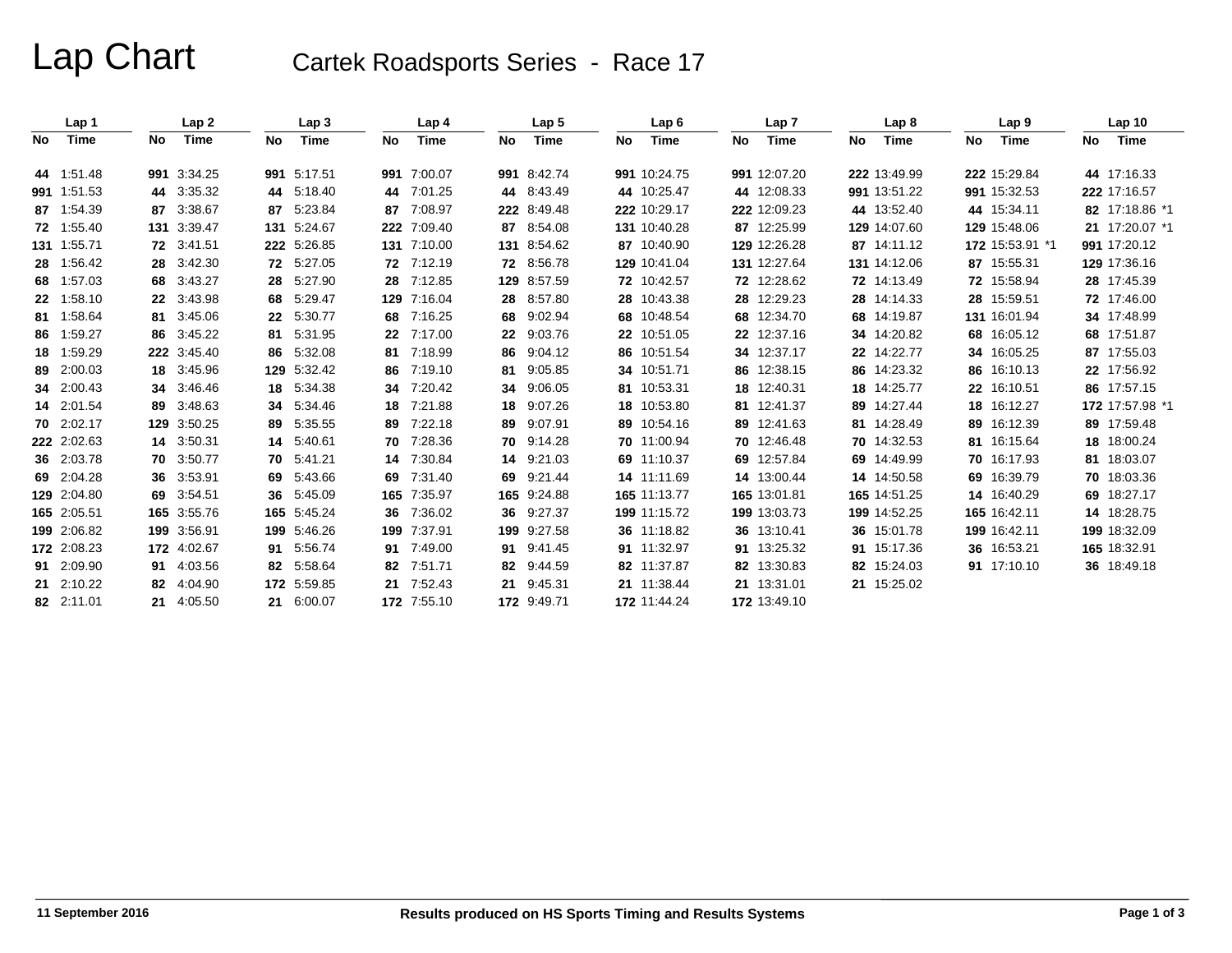# Lap Chart

## Cartek Roadsports Series - Race 17

| Lap 1 | | Lap 2 | | Lap 3 | | Lap 4 | | Lap 5 | | Lap 6 | | Lap 7 | | Lap 8 | | Lap 9 | | Lap 10 | |
|---|---|---|---|---|---|---|---|---|---|---|---|---|---|---|---|---|---|---|---|
| No | Time | No | Time | No | Time | No | Time | No | Time | No | Time | No | Time | No | Time | No | Time | No | Time |
| 44 | 1:51.48 | 991 | 3:34.25 | 991 | 5:17.51 | 991 | 7:00.07 | 991 | 8:42.74 | 991 | 10:24.75 | 991 | 12:07.20 | 222 | 13:49.99 | 222 | 15:29.84 | 44 | 17:16.33 |
| 991 | 1:51.53 | 44 | 3:35.32 | 44 | 5:18.40 | 44 | 7:01.25 | 44 | 8:43.49 | 44 | 10:25.47 | 44 | 12:08.33 | 991 | 13:51.22 | 991 | 15:32.53 | 222 | 17:16.57 |
| 87 | 1:54.39 | 87 | 3:38.67 | 87 | 5:23.84 | 87 | 7:08.97 | 222 | 8:49.48 | 222 | 10:29.17 | 222 | 12:09.23 | 44 | 13:52.40 | 44 | 15:34.11 | 82 | 17:18.86 *1 |
| 72 | 1:55.40 | 131 | 3:39.47 | 131 | 5:24.67 | 222 | 7:09.40 | 87 | 8:54.08 | 131 | 10:40.28 | 87 | 12:25.99 | 129 | 14:07.60 | 129 | 15:48.06 | 21 | 17:20.07 *1 |
| 131 | 1:55.71 | 72 | 3:41.51 | 222 | 5:26.85 | 131 | 7:10.00 | 131 | 8:54.62 | 87 | 10:40.90 | 129 | 12:26.28 | 87 | 14:11.12 | 172 | 15:53.91 *1 | 991 | 17:20.12 |
| 28 | 1:56.42 | 28 | 3:42.30 | 72 | 5:27.05 | 72 | 7:12.19 | 72 | 8:56.78 | 129 | 10:41.04 | 131 | 12:27.64 | 131 | 14:12.06 | 87 | 15:55.31 | 129 | 17:36.16 |
| 68 | 1:57.03 | 68 | 3:43.27 | 28 | 5:27.90 | 28 | 7:12.85 | 129 | 8:57.59 | 72 | 10:42.57 | 72 | 12:28.62 | 72 | 14:13.49 | 72 | 15:58.94 | 28 | 17:45.39 |
| 22 | 1:58.10 | 22 | 3:43.98 | 68 | 5:29.47 | 129 | 7:16.04 | 28 | 8:57.80 | 28 | 10:43.38 | 28 | 12:29.23 | 28 | 14:14.33 | 28 | 15:59.51 | 72 | 17:46.00 |
| 81 | 1:58.64 | 81 | 3:45.06 | 22 | 5:30.77 | 68 | 7:16.25 | 68 | 9:02.94 | 68 | 10:48.54 | 68 | 12:34.70 | 68 | 14:19.87 | 131 | 16:01.94 | 34 | 17:48.99 |
| 86 | 1:59.27 | 86 | 3:45.22 | 81 | 5:31.95 | 22 | 7:17.00 | 22 | 9:03.76 | 22 | 10:51.05 | 22 | 12:37.16 | 34 | 14:20.82 | 68 | 16:05.12 | 68 | 17:51.87 |
| 18 | 1:59.29 | 222 | 3:45.40 | 86 | 5:32.08 | 81 | 7:18.99 | 86 | 9:04.12 | 86 | 10:51.54 | 34 | 12:37.17 | 22 | 14:22.77 | 34 | 16:05.25 | 87 | 17:55.03 |
| 89 | 2:00.03 | 18 | 3:45.96 | 129 | 5:32.42 | 86 | 7:19.10 | 81 | 9:05.85 | 34 | 10:51.71 | 86 | 12:38.15 | 86 | 14:23.32 | 86 | 16:10.13 | 22 | 17:56.92 |
| 34 | 2:00.43 | 34 | 3:46.46 | 18 | 5:34.38 | 34 | 7:20.42 | 34 | 9:06.05 | 81 | 10:53.31 | 18 | 12:40.31 | 18 | 14:25.77 | 22 | 16:10.51 | 86 | 17:57.15 |
| 14 | 2:01.54 | 89 | 3:48.63 | 34 | 5:34.46 | 18 | 7:21.88 | 18 | 9:07.26 | 18 | 10:53.80 | 81 | 12:41.37 | 89 | 14:27.44 | 18 | 16:12.27 | 172 | 17:57.98 *1 |
| 70 | 2:02.17 | 129 | 3:50.25 | 89 | 5:35.55 | 89 | 7:22.18 | 89 | 9:07.91 | 89 | 10:54.16 | 89 | 12:41.63 | 81 | 14:28.49 | 89 | 16:12.39 | 89 | 17:59.48 |
| 222 | 2:02.63 | 14 | 3:50.31 | 14 | 5:40.61 | 70 | 7:28.36 | 70 | 9:14.28 | 70 | 11:00.94 | 70 | 12:46.48 | 70 | 14:32.53 | 81 | 16:15.64 | 18 | 18:00.24 |
| 36 | 2:03.78 | 70 | 3:50.77 | 70 | 5:41.21 | 14 | 7:30.84 | 14 | 9:21.03 | 69 | 11:10.37 | 69 | 12:57.84 | 69 | 14:49.99 | 70 | 16:17.93 | 81 | 18:03.07 |
| 69 | 2:04.28 | 36 | 3:53.91 | 69 | 5:43.66 | 69 | 7:31.40 | 69 | 9:21.44 | 14 | 11:11.69 | 14 | 13:00.44 | 14 | 14:50.58 | 69 | 16:39.79 | 70 | 18:03.36 |
| 129 | 2:04.80 | 69 | 3:54.51 | 36 | 5:45.09 | 165 | 7:35.97 | 165 | 9:24.88 | 165 | 11:13.77 | 165 | 13:01.81 | 165 | 14:51.25 | 14 | 16:40.29 | 69 | 18:27.17 |
| 165 | 2:05.51 | 165 | 3:55.76 | 165 | 5:45.24 | 36 | 7:36.02 | 36 | 9:27.37 | 199 | 11:15.72 | 199 | 13:03.73 | 199 | 14:52.25 | 165 | 16:42.11 | 14 | 18:28.75 |
| 199 | 2:06.82 | 199 | 3:56.91 | 199 | 5:46.26 | 199 | 7:37.91 | 199 | 9:27.58 | 36 | 11:18.82 | 36 | 13:10.41 | 36 | 15:01.78 | 199 | 16:42.11 | 199 | 18:32.09 |
| 172 | 2:08.23 | 172 | 4:02.67 | 91 | 5:56.74 | 91 | 7:49.00 | 91 | 9:41.45 | 91 | 11:32.97 | 91 | 13:25.32 | 91 | 15:17.36 | 36 | 16:53.21 | 165 | 18:32.91 |
| 91 | 2:09.90 | 91 | 4:03.56 | 82 | 5:58.64 | 82 | 7:51.71 | 82 | 9:44.59 | 82 | 11:37.87 | 82 | 13:30.83 | 82 | 15:24.03 | 91 | 17:10.10 | 36 | 18:49.18 |
| 21 | 2:10.22 | 82 | 4:04.90 | 172 | 5:59.85 | 21 | 7:52.43 | 21 | 9:45.31 | 21 | 11:38.44 | 21 | 13:31.01 | 21 | 15:25.02 | | | | |
| 82 | 2:11.01 | 21 | 4:05.50 | 21 | 6:00.07 | 172 | 7:55.10 | 172 | 9:49.71 | 172 | 11:44.24 | 172 | 13:49.10 | | | | | | |

11 September 2016

Results produced on HS Sports Timing and Results Systems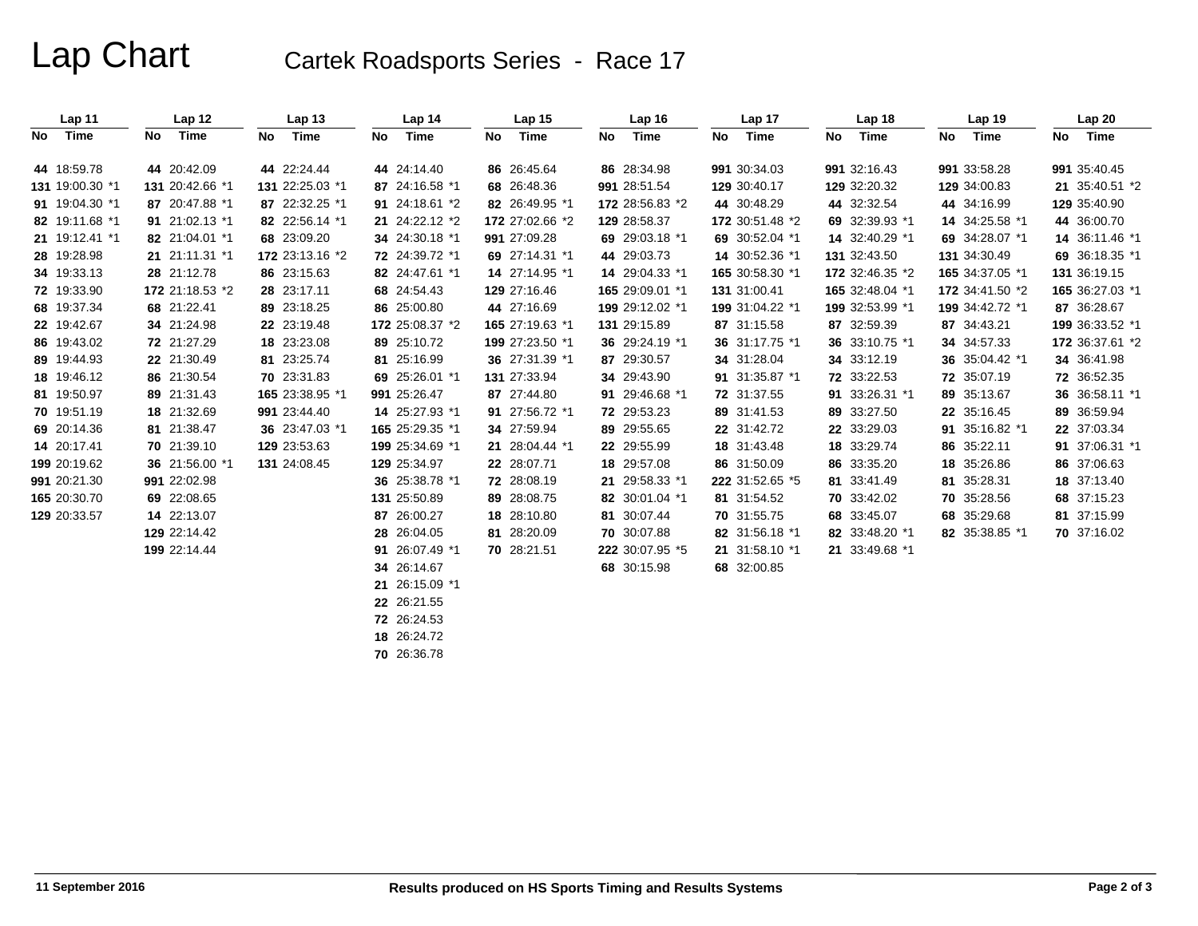# Lap Chart

## Cartek Roadsports Series - Race 17

| Lap 11 | | Lap 12 | | Lap 13 | | Lap 14 | | Lap 15 | | Lap 16 | | Lap 17 | | Lap 18 | | Lap 19 | | Lap 20 | |
|---|---|---|---|---|---|---|---|---|---|---|---|---|---|---|---|---|---|---|---|
| No | Time | No | Time | No | Time | No | Time | No | Time | No | Time | No | Time | No | Time | No | Time | No | Time |
| 44 | 18:59.78 | 44 | 20:42.09 | 44 | 22:24.44 | 44 | 24:14.40 | 86 | 26:45.64 | 86 | 28:34.98 | 991 | 30:34.03 | 991 | 32:16.43 | 991 | 33:58.28 | 991 | 35:40.45 |
| 131 | 19:00.30 *1 | 131 | 20:42.66 *1 | 131 | 22:25.03 *1 | 87 | 24:16.58 *1 | 68 | 26:48.36 | 991 | 28:51.54 | 129 | 30:40.17 | 129 | 32:20.32 | 129 | 34:00.83 | 21 | 35:40.51 *2 |
| 91 | 19:04.30 *1 | 87 | 20:47.88 *1 | 87 | 22:32.25 *1 | 91 | 24:18.61 *2 | 82 | 26:49.95 *1 | 172 | 28:56.83 *2 | 44 | 30:48.29 | 44 | 32:32.54 | 44 | 34:16.99 | 129 | 35:40.90 |
| 82 | 19:11.68 *1 | 91 | 21:02.13 *1 | 82 | 22:56.14 *1 | 21 | 24:22.12 *2 | 172 | 27:02.66 *2 | 129 | 28:58.37 | 172 | 30:51.48 *2 | 69 | 32:39.93 *1 | 14 | 34:25.58 *1 | 44 | 36:00.70 |
| 21 | 19:12.41 *1 | 82 | 21:04.01 *1 | 68 | 23:09.20 | 34 | 24:30.18 *1 | 991 | 27:09.28 | 69 | 29:03.18 *1 | 69 | 30:52.04 *1 | 14 | 32:40.29 *1 | 69 | 34:28.07 *1 | 14 | 36:11.46 *1 |
| 28 | 19:28.98 | 21 | 21:11.31 *1 | 172 | 23:13.16 *2 | 72 | 24:39.72 *1 | 69 | 27:14.31 *1 | 44 | 29:03.73 | 14 | 30:52.36 *1 | 131 | 32:43.50 | 131 | 34:30.49 | 69 | 36:18.35 *1 |
| 34 | 19:33.13 | 28 | 21:12.78 | 86 | 23:15.63 | 82 | 24:47.61 *1 | 14 | 27:14.95 *1 | 14 | 29:04.33 *1 | 165 | 30:58.30 *1 | 172 | 32:46.35 *2 | 165 | 34:37.05 *1 | 131 | 36:19.15 |
| 72 | 19:33.90 | 172 | 21:18.53 *2 | 28 | 23:17.11 | 68 | 24:54.43 | 129 | 27:16.46 | 165 | 29:09.01 *1 | 131 | 31:00.41 | 165 | 32:48.04 *1 | 172 | 34:41.50 *2 | 165 | 36:27.03 *1 |
| 68 | 19:37.34 | 68 | 21:22.41 | 89 | 23:18.25 | 86 | 25:00.80 | 44 | 27:16.69 | 199 | 29:12.02 *1 | 199 | 31:04.22 *1 | 199 | 32:53.99 *1 | 199 | 34:42.72 *1 | 87 | 36:28.67 |
| 22 | 19:42.67 | 34 | 21:24.98 | 22 | 23:19.48 | 172 | 25:08.37 *2 | 165 | 27:19.63 *1 | 131 | 29:15.89 | 87 | 31:15.58 | 87 | 32:59.39 | 87 | 34:43.21 | 199 | 36:33.52 *1 |
| 86 | 19:43.02 | 72 | 21:27.29 | 18 | 23:23.08 | 89 | 25:10.72 | 199 | 27:23.50 *1 | 36 | 29:24.19 *1 | 36 | 31:17.75 *1 | 36 | 33:10.75 *1 | 34 | 34:57.33 | 172 | 36:37.61 *2 |
| 89 | 19:44.93 | 22 | 21:30.49 | 81 | 23:25.74 | 81 | 25:16.99 | 36 | 27:31.39 *1 | 87 | 29:30.57 | 34 | 31:28.04 | 34 | 33:12.19 | 36 | 35:04.42 *1 | 34 | 36:41.98 |
| 18 | 19:46.12 | 86 | 21:30.54 | 70 | 23:31.83 | 69 | 25:26.01 *1 | 131 | 27:33.94 | 34 | 29:43.90 | 91 | 31:35.87 *1 | 72 | 33:22.53 | 72 | 35:07.19 | 72 | 36:52.35 |
| 81 | 19:50.97 | 89 | 21:31.43 | 165 | 23:38.95 *1 | 991 | 25:26.47 | 87 | 27:44.80 | 91 | 29:46.68 *1 | 72 | 31:37.55 | 91 | 33:26.31 *1 | 89 | 35:13.67 | 36 | 36:58.11 *1 |
| 70 | 19:51.19 | 18 | 21:32.69 | 991 | 23:44.40 | 14 | 25:27.93 *1 | 91 | 27:56.72 *1 | 72 | 29:53.23 | 89 | 31:41.53 | 89 | 33:27.50 | 22 | 35:16.45 | 89 | 36:59.94 |
| 69 | 20:14.36 | 81 | 21:38.47 | 36 | 23:47.03 *1 | 165 | 25:29.35 *1 | 34 | 27:59.94 | 89 | 29:55.65 | 22 | 31:42.72 | 22 | 33:29.03 | 91 | 35:16.82 *1 | 22 | 37:03.34 |
| 14 | 20:17.41 | 70 | 21:39.10 | 129 | 23:53.63 | 199 | 25:34.69 *1 | 21 | 28:04.44 *1 | 22 | 29:55.99 | 18 | 31:43.48 | 18 | 33:29.74 | 86 | 35:22.11 | 91 | 37:06.31 *1 |
| 199 | 20:19.62 | 36 | 21:56.00 *1 | 131 | 24:08.45 | 129 | 25:34.97 | 22 | 28:07.71 | 18 | 29:57.08 | 86 | 31:50.09 | 86 | 33:35.20 | 18 | 35:26.86 | 86 | 37:06.63 |
| 991 | 20:21.30 | 991 | 22:02.98 | | | 36 | 25:38.78 *1 | 72 | 28:08.19 | 21 | 29:58.33 *1 | 222 | 31:52.65 *5 | 81 | 33:41.49 | 81 | 35:28.31 | 18 | 37:13.40 |
| 165 | 20:30.70 | 69 | 22:08.65 | | | 131 | 25:50.89 | 89 | 28:08.75 | 82 | 30:01.04 *1 | 81 | 31:54.52 | 70 | 33:42.02 | 70 | 35:28.56 | 68 | 37:15.23 |
| 129 | 20:33.57 | 14 | 22:13.07 | | | 87 | 26:00.27 | 18 | 28:10.80 | 81 | 30:07.44 | 70 | 31:55.75 | 68 | 33:45.07 | 68 | 35:29.68 | 81 | 37:15.99 |
| | | 129 | 22:14.42 | | | 28 | 26:04.05 | 81 | 28:20.09 | 70 | 30:07.88 | 82 | 31:56.18 *1 | 82 | 33:48.20 *1 | 82 | 35:38.85 *1 | 70 | 37:16.02 |
| | | 199 | 22:14.44 | | | 91 | 26:07.49 *1 | 70 | 28:21.51 | 222 | 30:07.95 *5 | 21 | 31:58.10 *1 | 21 | 33:49.68 *1 | | | | |
| | | | | | | 34 | 26:14.67 | | | 68 | 30:15.98 | 68 | 32:00.85 | | | | | | |
| | | | | | | 21 | 26:15.09 *1 | | | | | | | | | | | | |
| | | | | | | 22 | 26:21.55 | | | | | | | | | | | | |
| | | | | | | 72 | 26:24.53 | | | | | | | | | | | | |
| | | | | | | 18 | 26:24.72 | | | | | | | | | | | | |
| | | | | | | 70 | 26:36.78 | | | | | | | | | | | | |

11 September 2016

Results produced on HS Sports Timing and Results Systems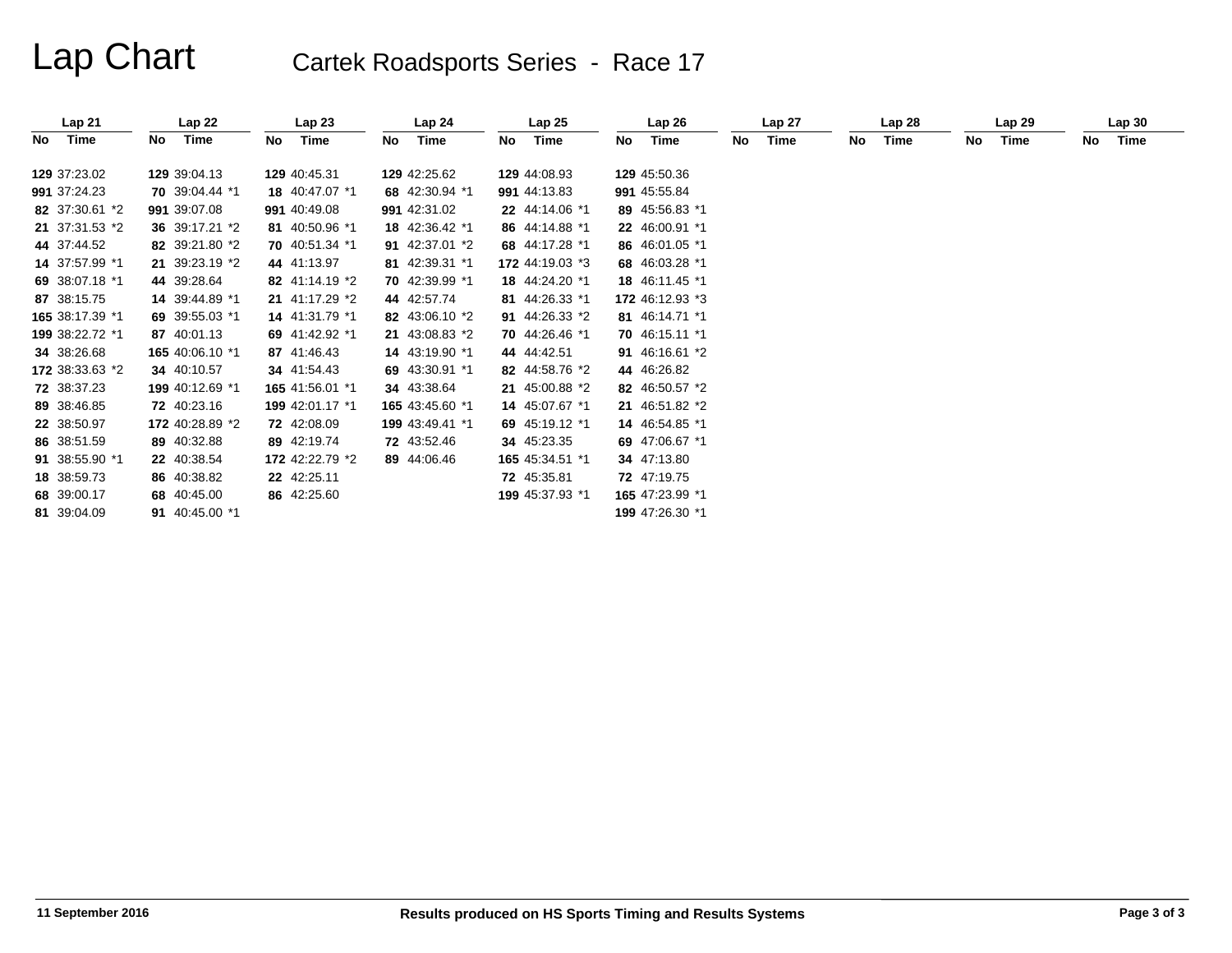# Lap Chart

## Cartek Roadsports Series - Race 17

| Lap 21 | | Lap 22 | | Lap 23 | | Lap 24 | | Lap 25 | | Lap 26 | | Lap 27 | | Lap 28 | | Lap 29 | | Lap 30 | |
|---|---|---|---|---|---|---|---|---|---|---|---|---|---|---|---|---|---|---|---|
| No | Time | No | Time | No | Time | No | Time | No | Time | No | Time | No | Time | No | Time | No | Time | No | Time |
| 129 | 37:23.02 | 129 | 39:04.13 | 129 | 40:45.31 | 129 | 42:25.62 | 129 | 44:08.93 | 129 | 45:50.36 | | | | | | | | |
| 991 | 37:24.23 | 70 | 39:04.44 *1 | 18 | 40:47.07 *1 | 68 | 42:30.94 *1 | 991 | 44:13.83 | 991 | 45:55.84 | | | | | | | | |
| 82 | 37:30.61 *2 | 991 | 39:07.08 | 991 | 40:49.08 | 991 | 42:31.02 | 22 | 44:14.06 *1 | 89 | 45:56.83 *1 | | | | | | | | |
| 21 | 37:31.53 *2 | 36 | 39:17.21 *2 | 81 | 40:50.96 *1 | 18 | 42:36.42 *1 | 86 | 44:14.88 *1 | 22 | 46:00.91 *1 | | | | | | | | |
| 44 | 37:44.52 | 82 | 39:21.80 *2 | 70 | 40:51.34 *1 | 91 | 42:37.01 *2 | 68 | 44:17.28 *1 | 86 | 46:01.05 *1 | | | | | | | | |
| 14 | 37:57.99 *1 | 21 | 39:23.19 *2 | 44 | 41:13.97 | 81 | 42:39.31 *1 | 172 | 44:19.03 *3 | 68 | 46:03.28 *1 | | | | | | | | |
| 69 | 38:07.18 *1 | 44 | 39:28.64 | 82 | 41:14.19 *2 | 70 | 42:39.99 *1 | 18 | 44:24.20 *1 | 18 | 46:11.45 *1 | | | | | | | | |
| 87 | 38:15.75 | 14 | 39:44.89 *1 | 21 | 41:17.29 *2 | 44 | 42:57.74 | 81 | 44:26.33 *1 | 172 | 46:12.93 *3 | | | | | | | | |
| 165 | 38:17.39 *1 | 69 | 39:55.03 *1 | 14 | 41:31.79 *1 | 82 | 43:06.10 *2 | 91 | 44:26.33 *2 | 81 | 46:14.71 *1 | | | | | | | | |
| 199 | 38:22.72 *1 | 87 | 40:01.13 | 69 | 41:42.92 *1 | 21 | 43:08.83 *2 | 70 | 44:26.46 *1 | 70 | 46:15.11 *1 | | | | | | | | |
| 34 | 38:26.68 | 165 | 40:06.10 *1 | 87 | 41:46.43 | 14 | 43:19.90 *1 | 44 | 44:42.51 | 91 | 46:16.61 *2 | | | | | | | | |
| 172 | 38:33.63 *2 | 34 | 40:10.57 | 34 | 41:54.43 | 69 | 43:30.91 *1 | 82 | 44:58.76 *2 | 44 | 46:26.82 | | | | | | | | |
| 72 | 38:37.23 | 199 | 40:12.69 *1 | 165 | 41:56.01 *1 | 34 | 43:38.64 | 21 | 45:00.88 *2 | 82 | 46:50.57 *2 | | | | | | | | |
| 89 | 38:46.85 | 72 | 40:23.16 | 199 | 42:01.17 *1 | 165 | 43:45.60 *1 | 14 | 45:07.67 *1 | 21 | 46:51.82 *2 | | | | | | | | |
| 22 | 38:50.97 | 172 | 40:28.89 *2 | 72 | 42:08.09 | 199 | 43:49.41 *1 | 69 | 45:19.12 *1 | 14 | 46:54.85 *1 | | | | | | | | |
| 86 | 38:51.59 | 89 | 40:32.88 | 89 | 42:19.74 | 72 | 43:52.46 | 34 | 45:23.35 | 69 | 47:06.67 *1 | | | | | | | | |
| 91 | 38:55.90 *1 | 22 | 40:38.54 | 172 | 42:22.79 *2 | 89 | 44:06.46 | 165 | 45:34.51 *1 | 34 | 47:13.80 | | | | | | | | |
| 18 | 38:59.73 | 86 | 40:38.82 | 22 | 42:25.11 | | | 72 | 45:35.81 | 72 | 47:19.75 | | | | | | | | |
| 68 | 39:00.17 | 68 | 40:45.00 | 86 | 42:25.60 | | | 199 | 45:37.93 *1 | 165 | 47:23.99 *1 | | | | | | | | |
| 81 | 39:04.09 | 91 | 40:45.00 *1 | | | | | | | 199 | 47:26.30 *1 | | | | | | | | |

11 September 2016

Results produced on HS Sports Timing and Results Systems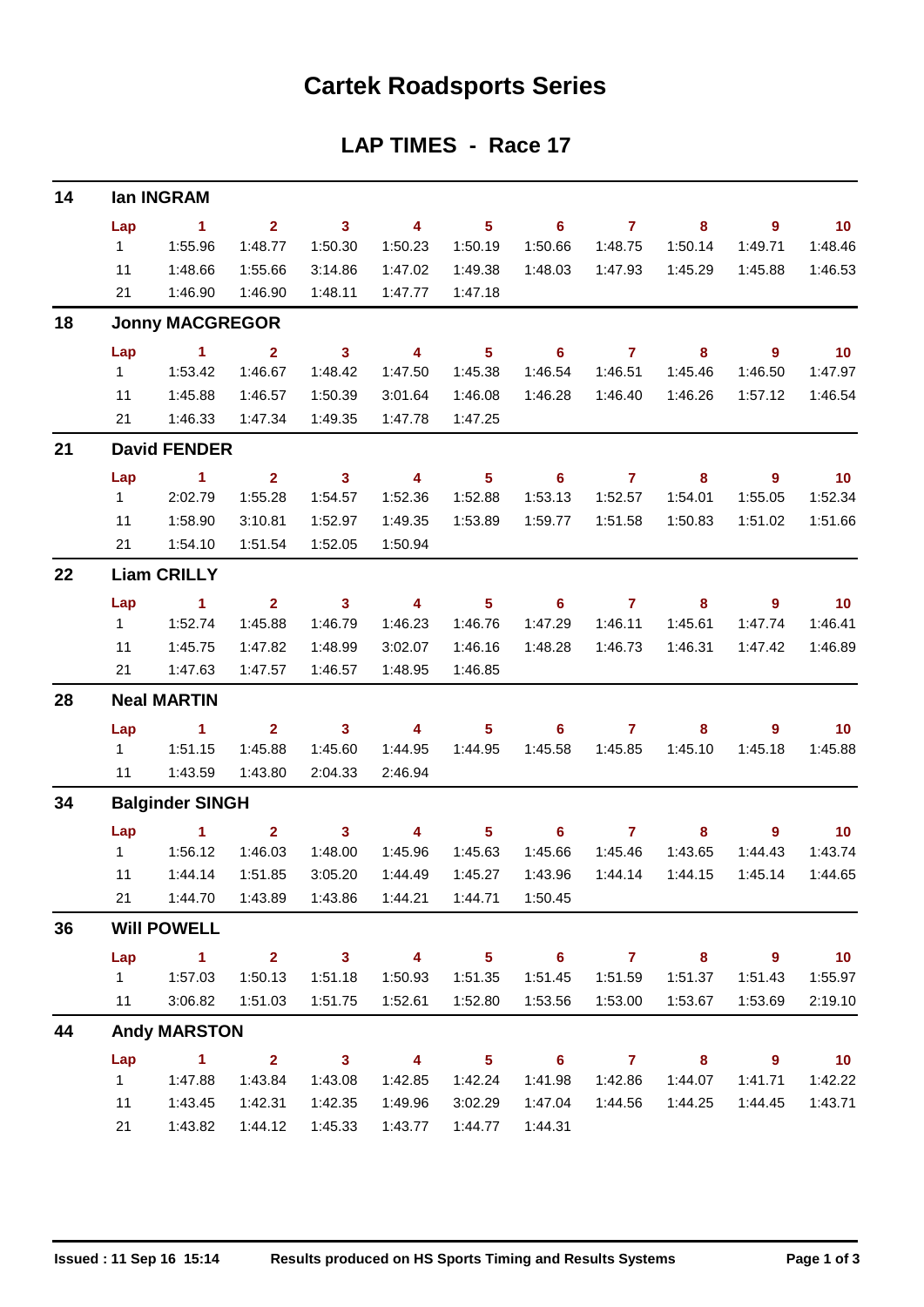# Cartek Roadsports Series

## LAP TIMES - Race 17

### 14 Ian INGRAM

| Lap | 1 | 2 | 3 | 4 | 5 | 6 | 7 | 8 | 9 | 10 |
|---|---|---|---|---|---|---|---|---|---|---|
| 1 | 1:55.96 | 1:48.77 | 1:50.30 | 1:50.23 | 1:50.19 | 1:50.66 | 1:48.75 | 1:50.14 | 1:49.71 | 1:48.46 |
| 11 | 1:48.66 | 1:55.66 | 3:14.86 | 1:47.02 | 1:49.38 | 1:48.03 | 1:47.93 | 1:45.29 | 1:45.88 | 1:46.53 |
| 21 | 1:46.90 | 1:46.90 | 1:48.11 | 1:47.77 | 1:47.18 | | | | | |

### 18 Jonny MACGREGOR

| Lap | 1 | 2 | 3 | 4 | 5 | 6 | 7 | 8 | 9 | 10 |
|---|---|---|---|---|---|---|---|---|---|---|
| 1 | 1:53.42 | 1:46.67 | 1:48.42 | 1:47.50 | 1:45.38 | 1:46.54 | 1:46.51 | 1:45.46 | 1:46.50 | 1:47.97 |
| 11 | 1:45.88 | 1:46.57 | 1:50.39 | 3:01.64 | 1:46.08 | 1:46.28 | 1:46.40 | 1:46.26 | 1:57.12 | 1:46.54 |
| 21 | 1:46.33 | 1:47.34 | 1:49.35 | 1:47.78 | 1:47.25 | | | | | |

### 21 David FENDER

| Lap | 1 | 2 | 3 | 4 | 5 | 6 | 7 | 8 | 9 | 10 |
|---|---|---|---|---|---|---|---|---|---|---|
| 1 | 2:02.79 | 1:55.28 | 1:54.57 | 1:52.36 | 1:52.88 | 1:53.13 | 1:52.57 | 1:54.01 | 1:55.05 | 1:52.34 |
| 11 | 1:58.90 | 3:10.81 | 1:52.97 | 1:49.35 | 1:53.89 | 1:59.77 | 1:51.58 | 1:50.83 | 1:51.02 | 1:51.66 |
| 21 | 1:54.10 | 1:51.54 | 1:52.05 | 1:50.94 | | | | | | |

### 22 Liam CRILLY

| Lap | 1 | 2 | 3 | 4 | 5 | 6 | 7 | 8 | 9 | 10 |
|---|---|---|---|---|---|---|---|---|---|---|
| 1 | 1:52.74 | 1:45.88 | 1:46.79 | 1:46.23 | 1:46.76 | 1:47.29 | 1:46.11 | 1:45.61 | 1:47.74 | 1:46.41 |
| 11 | 1:45.75 | 1:47.82 | 1:48.99 | 3:02.07 | 1:46.16 | 1:48.28 | 1:46.73 | 1:46.31 | 1:47.42 | 1:46.89 |
| 21 | 1:47.63 | 1:47.57 | 1:46.57 | 1:48.95 | 1:46.85 | | | | | |

### 28 Neal MARTIN

| Lap | 1 | 2 | 3 | 4 | 5 | 6 | 7 | 8 | 9 | 10 |
|---|---|---|---|---|---|---|---|---|---|---|
| 1 | 1:51.15 | 1:45.88 | 1:45.60 | 1:44.95 | 1:44.95 | 1:45.58 | 1:45.85 | 1:45.10 | 1:45.18 | 1:45.88 |
| 11 | 1:43.59 | 1:43.80 | 2:04.33 | 2:46.94 | | | | | | |

### 34 Balginder SINGH

| Lap | 1 | 2 | 3 | 4 | 5 | 6 | 7 | 8 | 9 | 10 |
|---|---|---|---|---|---|---|---|---|---|---|
| 1 | 1:56.12 | 1:46.03 | 1:48.00 | 1:45.96 | 1:45.63 | 1:45.66 | 1:45.46 | 1:43.65 | 1:44.43 | 1:43.74 |
| 11 | 1:44.14 | 1:51.85 | 3:05.20 | 1:44.49 | 1:45.27 | 1:43.96 | 1:44.14 | 1:44.15 | 1:45.14 | 1:44.65 |
| 21 | 1:44.70 | 1:43.89 | 1:43.86 | 1:44.21 | 1:44.71 | 1:50.45 | | | | |

### 36 Will POWELL

| Lap | 1 | 2 | 3 | 4 | 5 | 6 | 7 | 8 | 9 | 10 |
|---|---|---|---|---|---|---|---|---|---|---|
| 1 | 1:57.03 | 1:50.13 | 1:51.18 | 1:50.93 | 1:51.35 | 1:51.45 | 1:51.59 | 1:51.37 | 1:51.43 | 1:55.97 |
| 11 | 3:06.82 | 1:51.03 | 1:51.75 | 1:52.61 | 1:52.80 | 1:53.56 | 1:53.00 | 1:53.67 | 1:53.69 | 2:19.10 |

### 44 Andy MARSTON

| Lap | 1 | 2 | 3 | 4 | 5 | 6 | 7 | 8 | 9 | 10 |
|---|---|---|---|---|---|---|---|---|---|---|
| 1 | 1:47.88 | 1:43.84 | 1:43.08 | 1:42.85 | 1:42.24 | 1:41.98 | 1:42.86 | 1:44.07 | 1:41.71 | 1:42.22 |
| 11 | 1:43.45 | 1:42.31 | 1:42.35 | 1:49.96 | 3:02.29 | 1:47.04 | 1:44.56 | 1:44.25 | 1:44.45 | 1:43.71 |
| 21 | 1:43.82 | 1:44.12 | 1:45.33 | 1:43.77 | 1:44.77 | 1:44.31 | | | | |

Issued : 11 Sep 16 15:14 Results produced on HS Sports Timing and Results Systems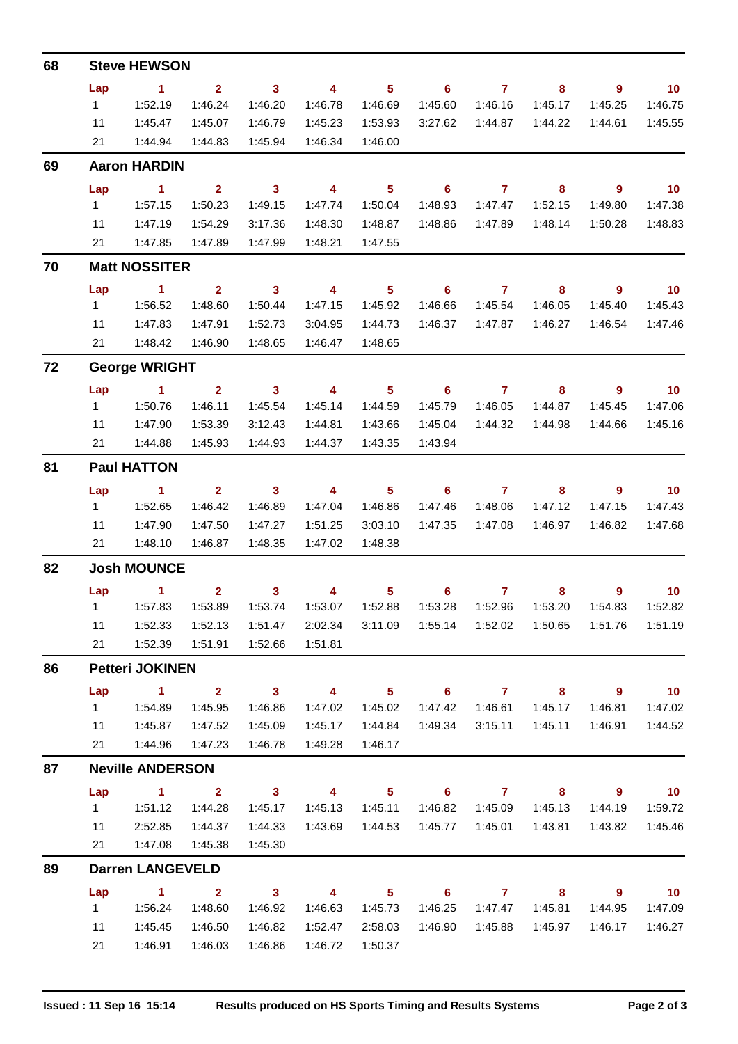## 68 Steve HEWSON

| Lap | 1 | 2 | 3 | 4 | 5 | 6 | 7 | 8 | 9 | 10 |
|---|---|---|---|---|---|---|---|---|---|---|
| 1 | 1:52.19 | 1:46.24 | 1:46.20 | 1:46.78 | 1:46.69 | 1:45.60 | 1:46.16 | 1:45.17 | 1:45.25 | 1:46.75 |
| 11 | 1:45.47 | 1:45.07 | 1:46.79 | 1:45.23 | 1:53.93 | 3:27.62 | 1:44.87 | 1:44.22 | 1:44.61 | 1:45.55 |
| 21 | 1:44.94 | 1:44.83 | 1:45.94 | 1:46.34 | 1:46.00 | | | | | |

## 69 Aaron HARDIN

| Lap | 1 | 2 | 3 | 4 | 5 | 6 | 7 | 8 | 9 | 10 |
|---|---|---|---|---|---|---|---|---|---|---|
| 1 | 1:57.15 | 1:50.23 | 1:49.15 | 1:47.74 | 1:50.04 | 1:48.93 | 1:47.47 | 1:52.15 | 1:49.80 | 1:47.38 |
| 11 | 1:47.19 | 1:54.29 | 3:17.36 | 1:48.30 | 1:48.87 | 1:48.86 | 1:47.89 | 1:48.14 | 1:50.28 | 1:48.83 |
| 21 | 1:47.85 | 1:47.89 | 1:47.99 | 1:48.21 | 1:47.55 | | | | | |

## 70 Matt NOSSITER

| Lap | 1 | 2 | 3 | 4 | 5 | 6 | 7 | 8 | 9 | 10 |
|---|---|---|---|---|---|---|---|---|---|---|
| 1 | 1:56.52 | 1:48.60 | 1:50.44 | 1:47.15 | 1:45.92 | 1:46.66 | 1:45.54 | 1:46.05 | 1:45.40 | 1:45.43 |
| 11 | 1:47.83 | 1:47.91 | 1:52.73 | 3:04.95 | 1:44.73 | 1:46.37 | 1:47.87 | 1:46.27 | 1:46.54 | 1:47.46 |
| 21 | 1:48.42 | 1:46.90 | 1:48.65 | 1:46.47 | 1:48.65 | | | | | |

## 72 George WRIGHT

| Lap | 1 | 2 | 3 | 4 | 5 | 6 | 7 | 8 | 9 | 10 |
|---|---|---|---|---|---|---|---|---|---|---|
| 1 | 1:50.76 | 1:46.11 | 1:45.54 | 1:45.14 | 1:44.59 | 1:45.79 | 1:46.05 | 1:44.87 | 1:45.45 | 1:47.06 |
| 11 | 1:47.90 | 1:53.39 | 3:12.43 | 1:44.81 | 1:43.66 | 1:45.04 | 1:44.32 | 1:44.98 | 1:44.66 | 1:45.16 |
| 21 | 1:44.88 | 1:45.93 | 1:44.93 | 1:44.37 | 1:43.35 | 1:43.94 | | | | |

## 81 Paul HATTON

| Lap | 1 | 2 | 3 | 4 | 5 | 6 | 7 | 8 | 9 | 10 |
|---|---|---|---|---|---|---|---|---|---|---|
| 1 | 1:52.65 | 1:46.42 | 1:46.89 | 1:47.04 | 1:46.86 | 1:47.46 | 1:48.06 | 1:47.12 | 1:47.15 | 1:47.43 |
| 11 | 1:47.90 | 1:47.50 | 1:47.27 | 1:51.25 | 3:03.10 | 1:47.35 | 1:47.08 | 1:46.97 | 1:46.82 | 1:47.68 |
| 21 | 1:48.10 | 1:46.87 | 1:48.35 | 1:47.02 | 1:48.38 | | | | | |

## 82 Josh MOUNCE

| Lap | 1 | 2 | 3 | 4 | 5 | 6 | 7 | 8 | 9 | 10 |
|---|---|---|---|---|---|---|---|---|---|---|
| 1 | 1:57.83 | 1:53.89 | 1:53.74 | 1:53.07 | 1:52.88 | 1:53.28 | 1:52.96 | 1:53.20 | 1:54.83 | 1:52.82 |
| 11 | 1:52.33 | 1:52.13 | 1:51.47 | 2:02.34 | 3:11.09 | 1:55.14 | 1:52.02 | 1:50.65 | 1:51.76 | 1:51.19 |
| 21 | 1:52.39 | 1:51.91 | 1:52.66 | 1:51.81 | | | | | | |

## 86 Petteri JOKINEN

| Lap | 1 | 2 | 3 | 4 | 5 | 6 | 7 | 8 | 9 | 10 |
|---|---|---|---|---|---|---|---|---|---|---|
| 1 | 1:54.89 | 1:45.95 | 1:46.86 | 1:47.02 | 1:45.02 | 1:47.42 | 1:46.61 | 1:45.17 | 1:46.81 | 1:47.02 |
| 11 | 1:45.87 | 1:47.52 | 1:45.09 | 1:45.17 | 1:44.84 | 1:49.34 | 3:15.11 | 1:45.11 | 1:46.91 | 1:44.52 |
| 21 | 1:44.96 | 1:47.23 | 1:46.78 | 1:49.28 | 1:46.17 | | | | | |

## 87 Neville ANDERSON

| Lap | 1 | 2 | 3 | 4 | 5 | 6 | 7 | 8 | 9 | 10 |
|---|---|---|---|---|---|---|---|---|---|---|
| 1 | 1:51.12 | 1:44.28 | 1:45.17 | 1:45.13 | 1:45.11 | 1:46.82 | 1:45.09 | 1:45.13 | 1:44.19 | 1:59.72 |
| 11 | 2:52.85 | 1:44.37 | 1:44.33 | 1:43.69 | 1:44.53 | 1:45.77 | 1:45.01 | 1:43.81 | 1:43.82 | 1:45.46 |
| 21 | 1:47.08 | 1:45.38 | 1:45.30 | | | | | | | |

## 89 Darren LANGEVELD

| Lap | 1 | 2 | 3 | 4 | 5 | 6 | 7 | 8 | 9 | 10 |
|---|---|---|---|---|---|---|---|---|---|---|
| 1 | 1:56.24 | 1:48.60 | 1:46.92 | 1:46.63 | 1:45.73 | 1:46.25 | 1:47.47 | 1:45.81 | 1:44.95 | 1:47.09 |
| 11 | 1:45.45 | 1:46.50 | 1:46.82 | 1:52.47 | 2:58.03 | 1:46.90 | 1:45.88 | 1:45.97 | 1:46.17 | 1:46.27 |
| 21 | 1:46.91 | 1:46.03 | 1:46.86 | 1:46.72 | 1:50.37 | | | | | |

Issued : 11 Sep 16 15:14 Results produced on HS Sports Timing and Results Systems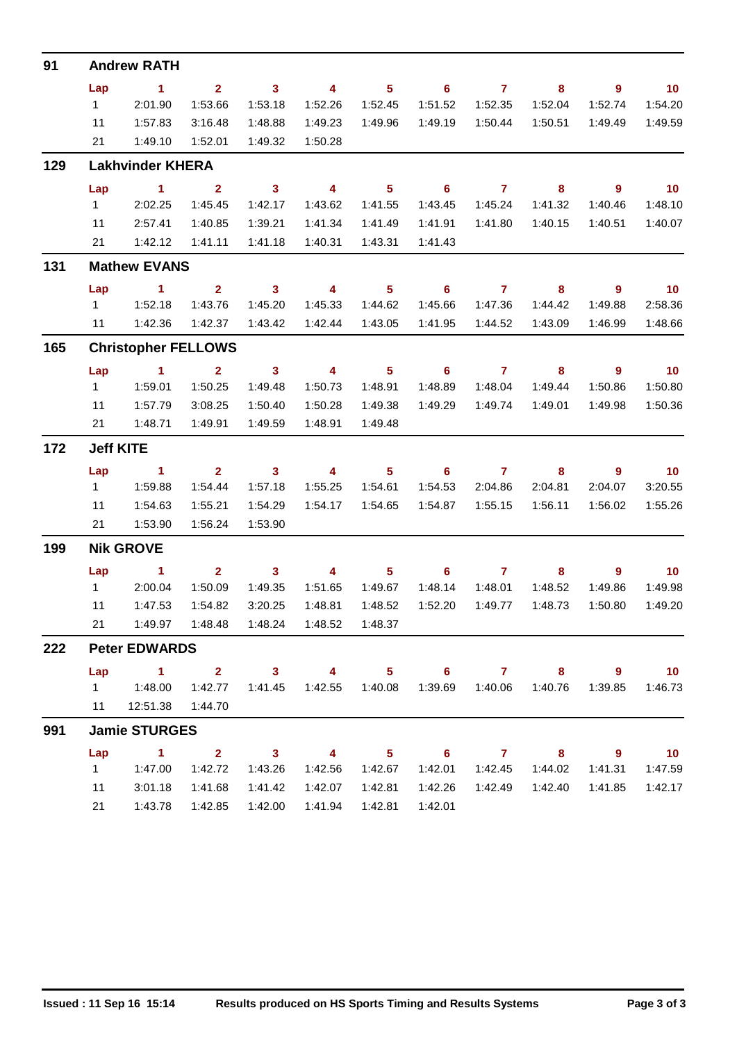## 91 Andrew RATH

| Lap | 1 | 2 | 3 | 4 | 5 | 6 | 7 | 8 | 9 | 10 |
|---|---|---|---|---|---|---|---|---|---|---|
| 1 | 2:01.90 | 1:53.66 | 1:53.18 | 1:52.26 | 1:52.45 | 1:51.52 | 1:52.35 | 1:52.04 | 1:52.74 | 1:54.20 |
| 11 | 1:57.83 | 3:16.48 | 1:48.88 | 1:49.23 | 1:49.96 | 1:49.19 | 1:50.44 | 1:50.51 | 1:49.49 | 1:49.59 |
| 21 | 1:49.10 | 1:52.01 | 1:49.32 | 1:50.28 | | | | | | |

## 129 Lakhvinder KHERA

| Lap | 1 | 2 | 3 | 4 | 5 | 6 | 7 | 8 | 9 | 10 |
|---|---|---|---|---|---|---|---|---|---|---|
| 1 | 2:02.25 | 1:45.45 | 1:42.17 | 1:43.62 | 1:41.55 | 1:43.45 | 1:45.24 | 1:41.32 | 1:40.46 | 1:48.10 |
| 11 | 2:57.41 | 1:40.85 | 1:39.21 | 1:41.34 | 1:41.49 | 1:41.91 | 1:41.80 | 1:40.15 | 1:40.51 | 1:40.07 |
| 21 | 1:42.12 | 1:41.11 | 1:41.18 | 1:40.31 | 1:43.31 | 1:41.43 | | | | |

## 131 Mathew EVANS

| Lap | 1 | 2 | 3 | 4 | 5 | 6 | 7 | 8 | 9 | 10 |
|---|---|---|---|---|---|---|---|---|---|---|
| 1 | 1:52.18 | 1:43.76 | 1:45.20 | 1:45.33 | 1:44.62 | 1:45.66 | 1:47.36 | 1:44.42 | 1:49.88 | 2:58.36 |
| 11 | 1:42.36 | 1:42.37 | 1:43.42 | 1:42.44 | 1:43.05 | 1:41.95 | 1:44.52 | 1:43.09 | 1:46.99 | 1:48.66 |

## 165 Christopher FELLOWS

| Lap | 1 | 2 | 3 | 4 | 5 | 6 | 7 | 8 | 9 | 10 |
|---|---|---|---|---|---|---|---|---|---|---|
| 1 | 1:59.01 | 1:50.25 | 1:49.48 | 1:50.73 | 1:48.91 | 1:48.89 | 1:48.04 | 1:49.44 | 1:50.86 | 1:50.80 |
| 11 | 1:57.79 | 3:08.25 | 1:50.40 | 1:50.28 | 1:49.38 | 1:49.29 | 1:49.74 | 1:49.01 | 1:49.98 | 1:50.36 |
| 21 | 1:48.71 | 1:49.91 | 1:49.59 | 1:48.91 | 1:49.48 | | | | | |

## 172 Jeff KITE

| Lap | 1 | 2 | 3 | 4 | 5 | 6 | 7 | 8 | 9 | 10 |
|---|---|---|---|---|---|---|---|---|---|---|
| 1 | 1:59.88 | 1:54.44 | 1:57.18 | 1:55.25 | 1:54.61 | 1:54.53 | 2:04.86 | 2:04.81 | 2:04.07 | 3:20.55 |
| 11 | 1:54.63 | 1:55.21 | 1:54.29 | 1:54.17 | 1:54.65 | 1:54.87 | 1:55.15 | 1:56.11 | 1:56.02 | 1:55.26 |
| 21 | 1:53.90 | 1:56.24 | 1:53.90 | | | | | | | |

## 199 Nik GROVE

| Lap | 1 | 2 | 3 | 4 | 5 | 6 | 7 | 8 | 9 | 10 |
|---|---|---|---|---|---|---|---|---|---|---|
| 1 | 2:00.04 | 1:50.09 | 1:49.35 | 1:51.65 | 1:49.67 | 1:48.14 | 1:48.01 | 1:48.52 | 1:49.86 | 1:49.98 |
| 11 | 1:47.53 | 1:54.82 | 3:20.25 | 1:48.81 | 1:48.52 | 1:52.20 | 1:49.77 | 1:48.73 | 1:50.80 | 1:49.20 |
| 21 | 1:49.97 | 1:48.48 | 1:48.24 | 1:48.52 | 1:48.37 | | | | | |

## 222 Peter EDWARDS

| Lap | 1 | 2 | 3 | 4 | 5 | 6 | 7 | 8 | 9 | 10 |
|---|---|---|---|---|---|---|---|---|---|---|
| 1 | 1:48.00 | 1:42.77 | 1:41.45 | 1:42.55 | 1:40.08 | 1:39.69 | 1:40.06 | 1:40.76 | 1:39.85 | 1:46.73 |
| 11 | 12:51.38 | 1:44.70 | | | | | | | | |

## 991 Jamie STURGES

| Lap | 1 | 2 | 3 | 4 | 5 | 6 | 7 | 8 | 9 | 10 |
|---|---|---|---|---|---|---|---|---|---|---|
| 1 | 1:47.00 | 1:42.72 | 1:43.26 | 1:42.56 | 1:42.67 | 1:42.01 | 1:42.45 | 1:44.02 | 1:41.31 | 1:47.59 |
| 11 | 3:01.18 | 1:41.68 | 1:41.42 | 1:42.07 | 1:42.81 | 1:42.26 | 1:42.49 | 1:42.40 | 1:41.85 | 1:42.17 |
| 21 | 1:43.78 | 1:42.85 | 1:42.00 | 1:41.94 | 1:42.81 | 1:42.01 | | | | |

**Issued : 11 Sep 16 15:14** **Results produced on HS Sports Timing and Results Systems**